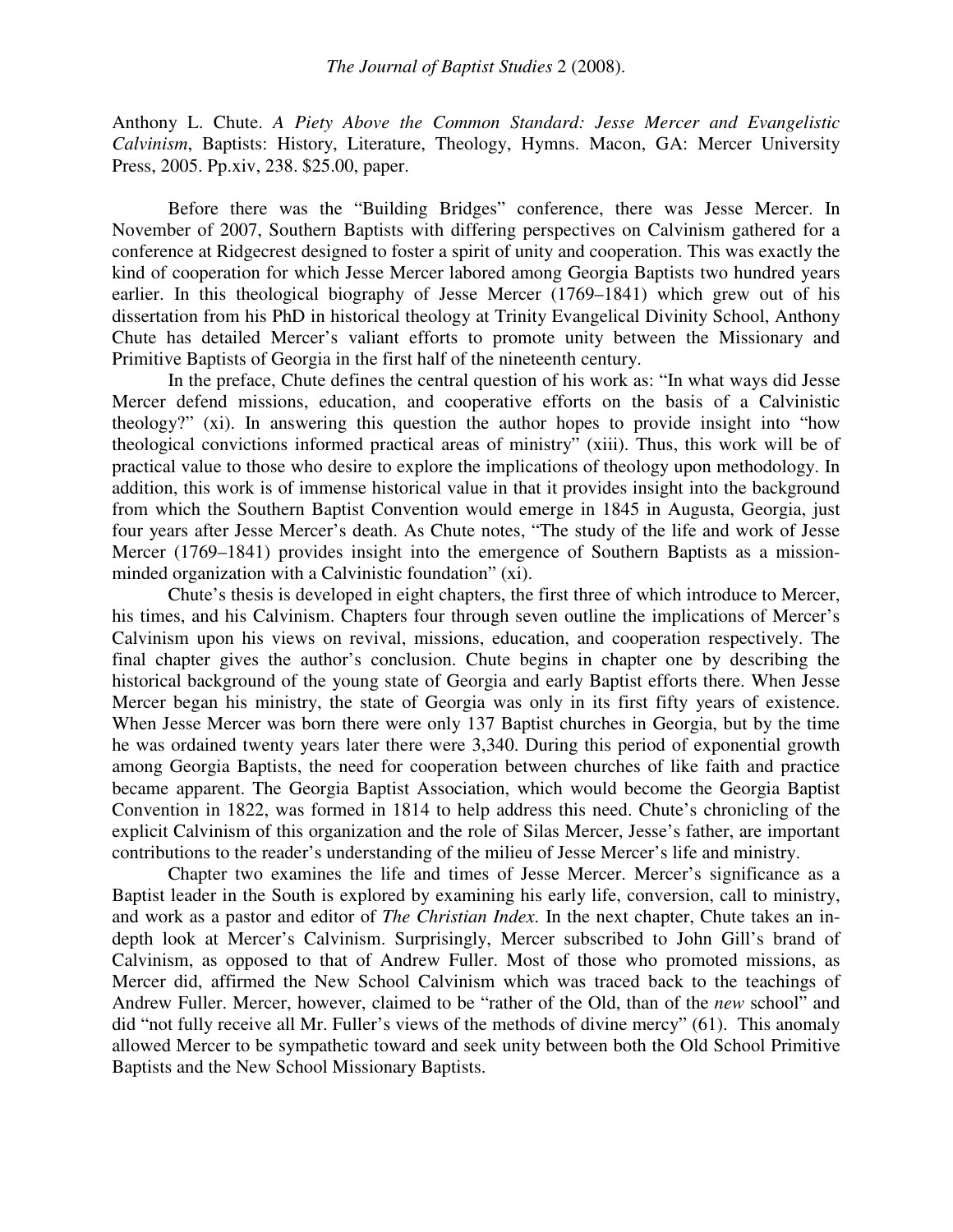Anthony L. Chute. *A Piety Above the Common Standard: Jesse Mercer and Evangelistic Calvinism*, Baptists: History, Literature, Theology, Hymns. Macon, GA: Mercer University Press, 2005. Pp.xiv, 238. $25.00, paper.

Before there was the "Building Bridges" conference, there was Jesse Mercer. In November of 2007, Southern Baptists with differing perspectives on Calvinism gathered for a conference at Ridgecrest designed to foster a spirit of unity and cooperation. This was exactly the kind of cooperation for which Jesse Mercer labored among Georgia Baptists two hundred years earlier. In this theological biography of Jesse Mercer (1769–1841) which grew out of his dissertation from his PhD in historical theology at Trinity Evangelical Divinity School, Anthony Chute has detailed Mercer's valiant efforts to promote unity between the Missionary and Primitive Baptists of Georgia in the first half of the nineteenth century.

In the preface, Chute defines the central question of his work as: "In what ways did Jesse Mercer defend missions, education, and cooperative efforts on the basis of a Calvinistic theology?" (xi). In answering this question the author hopes to provide insight into "how theological convictions informed practical areas of ministry" (xiii). Thus, this work will be of practical value to those who desire to explore the implications of theology upon methodology. In addition, this work is of immense historical value in that it provides insight into the background from which the Southern Baptist Convention would emerge in 1845 in Augusta, Georgia, just four years after Jesse Mercer's death. As Chute notes, "The study of the life and work of Jesse Mercer (1769–1841) provides insight into the emergence of Southern Baptists as a mission-minded organization with a Calvinistic foundation" (xi).

Chute's thesis is developed in eight chapters, the first three of which introduce to Mercer, his times, and his Calvinism. Chapters four through seven outline the implications of Mercer's Calvinism upon his views on revival, missions, education, and cooperation respectively. The final chapter gives the author's conclusion. Chute begins in chapter one by describing the historical background of the young state of Georgia and early Baptist efforts there. When Jesse Mercer began his ministry, the state of Georgia was only in its first fifty years of existence. When Jesse Mercer was born there were only 137 Baptist churches in Georgia, but by the time he was ordained twenty years later there were 3,340. During this period of exponential growth among Georgia Baptists, the need for cooperation between churches of like faith and practice became apparent. The Georgia Baptist Association, which would become the Georgia Baptist Convention in 1822, was formed in 1814 to help address this need. Chute's chronicling of the explicit Calvinism of this organization and the role of Silas Mercer, Jesse's father, are important contributions to the reader's understanding of the milieu of Jesse Mercer's life and ministry.

Chapter two examines the life and times of Jesse Mercer. Mercer's significance as a Baptist leader in the South is explored by examining his early life, conversion, call to ministry, and work as a pastor and editor of *The Christian Index*. In the next chapter, Chute takes an in-depth look at Mercer's Calvinism. Surprisingly, Mercer subscribed to John Gill's brand of Calvinism, as opposed to that of Andrew Fuller. Most of those who promoted missions, as Mercer did, affirmed the New School Calvinism which was traced back to the teachings of Andrew Fuller. Mercer, however, claimed to be "rather of the Old, than of the *new* school" and did "not fully receive all Mr. Fuller's views of the methods of divine mercy" (61). This anomaly allowed Mercer to be sympathetic toward and seek unity between both the Old School Primitive Baptists and the New School Missionary Baptists.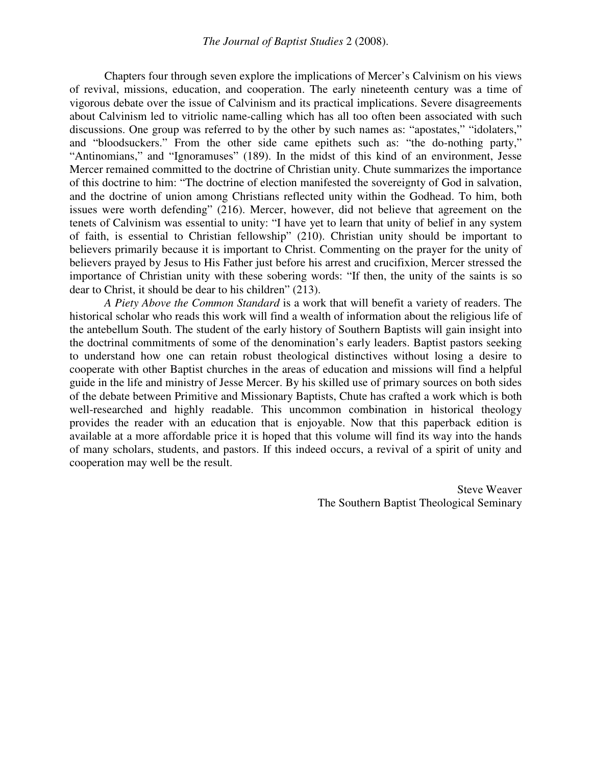Chapters four through seven explore the implications of Mercer's Calvinism on his views of revival, missions, education, and cooperation. The early nineteenth century was a time of vigorous debate over the issue of Calvinism and its practical implications. Severe disagreements about Calvinism led to vitriolic name-calling which has all too often been associated with such discussions. One group was referred to by the other by such names as: "apostates," "idolaters," and "bloodsuckers." From the other side came epithets such as: "the do-nothing party," "Antinomians," and "Ignoramuses" (189). In the midst of this kind of an environment, Jesse Mercer remained committed to the doctrine of Christian unity. Chute summarizes the importance of this doctrine to him: "The doctrine of election manifested the sovereignty of God in salvation, and the doctrine of union among Christians reflected unity within the Godhead. To him, both issues were worth defending" (216). Mercer, however, did not believe that agreement on the tenets of Calvinism was essential to unity: "I have yet to learn that unity of belief in any system of faith, is essential to Christian fellowship" (210). Christian unity should be important to believers primarily because it is important to Christ. Commenting on the prayer for the unity of believers prayed by Jesus to His Father just before his arrest and crucifixion, Mercer stressed the importance of Christian unity with these sobering words: "If then, the unity of the saints is so dear to Christ, it should be dear to his children" (213).

*A Piety Above the Common Standard* is a work that will benefit a variety of readers. The historical scholar who reads this work will find a wealth of information about the religious life of the antebellum South. The student of the early history of Southern Baptists will gain insight into the doctrinal commitments of some of the denomination's early leaders. Baptist pastors seeking to understand how one can retain robust theological distinctives without losing a desire to cooperate with other Baptist churches in the areas of education and missions will find a helpful guide in the life and ministry of Jesse Mercer. By his skilled use of primary sources on both sides of the debate between Primitive and Missionary Baptists, Chute has crafted a work which is both well-researched and highly readable. This uncommon combination in historical theology provides the reader with an education that is enjoyable. Now that this paperback edition is available at a more affordable price it is hoped that this volume will find its way into the hands of many scholars, students, and pastors. If this indeed occurs, a revival of a spirit of unity and cooperation may well be the result.

Steve Weaver
The Southern Baptist Theological Seminary